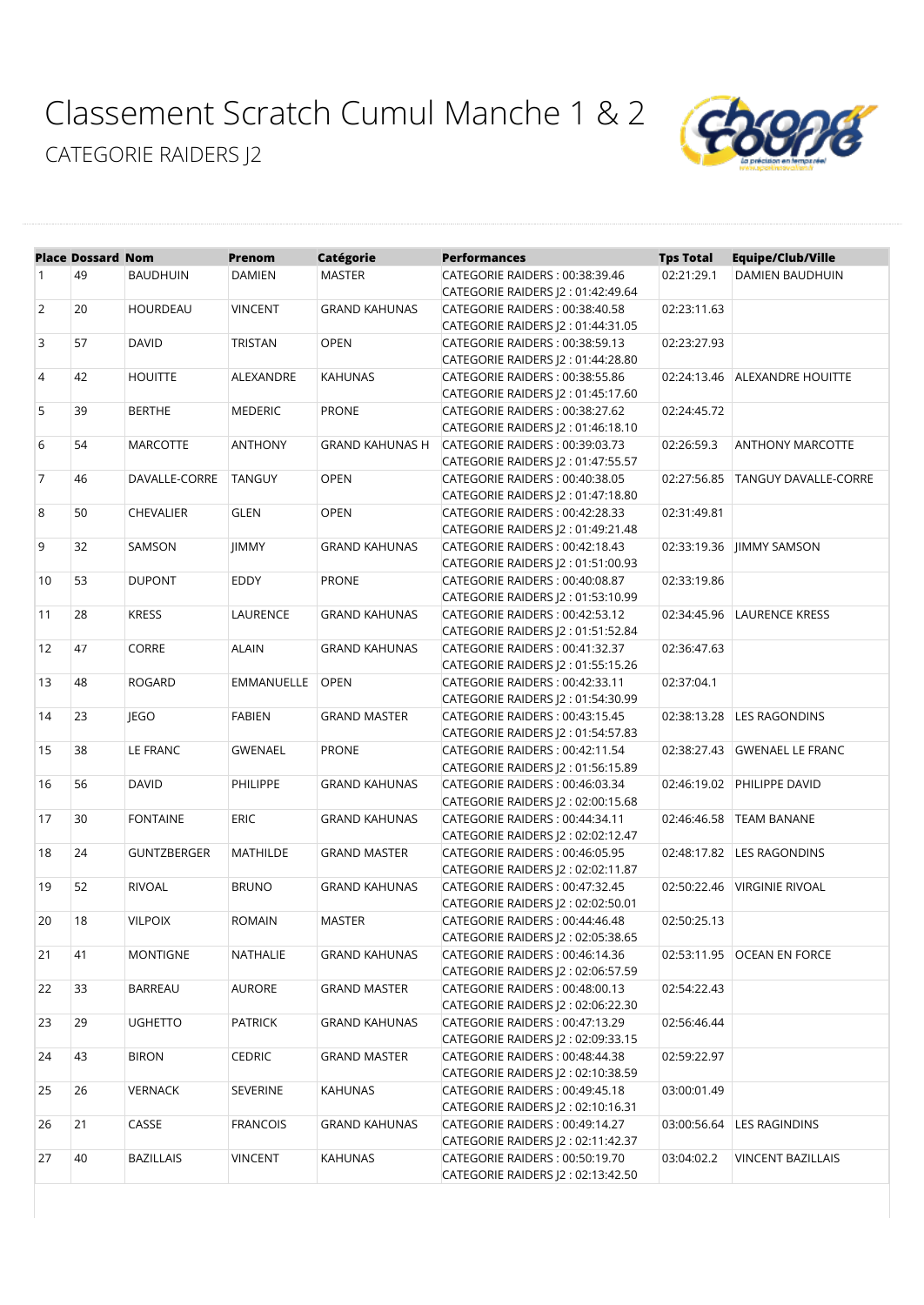# Classement Scratch Cumul Manche 1 & 2

## CATEGORIE RAIDERS J2

| Place | Dossard | Nom | Prenom | Catégorie | Performances | Tps Total | Equipe/Club/Ville |
|---|---|---|---|---|---|---|---|
| 1 | 49 | BAUDHUIN | DAMIEN | MASTER | CATEGORIE RAIDERS : 00:38:39.46<br>CATEGORIE RAIDERS J2 : 01:42:49.64 | 02:21:29.1 | DAMIEN BAUDHUIN |
| 2 | 20 | HOURDEAU | VINCENT | GRAND KAHUNAS | CATEGORIE RAIDERS : 00:38:40.58<br>CATEGORIE RAIDERS J2 : 01:44:31.05 | 02:23:11.63 | |
| 3 | 57 | DAVID | TRISTAN | OPEN | CATEGORIE RAIDERS : 00:38:59.13<br>CATEGORIE RAIDERS J2 : 01:44:28.80 | 02:23:27.93 | |
| 4 | 42 | HOUITTE | ALEXANDRE | KAHUNAS | CATEGORIE RAIDERS : 00:38:55.86<br>CATEGORIE RAIDERS J2 : 01:45:17.60 | 02:24:13.46 | ALEXANDRE HOUITTE |
| 5 | 39 | BERTHE | MEDERIC | PRONE | CATEGORIE RAIDERS : 00:38:27.62<br>CATEGORIE RAIDERS J2 : 01:46:18.10 | 02:24:45.72 | |
| 6 | 54 | MARCOTTE | ANTHONY | GRAND KAHUNAS H | CATEGORIE RAIDERS : 00:39:03.73<br>CATEGORIE RAIDERS J2 : 01:47:55.57 | 02:26:59.3 | ANTHONY MARCOTTE |
| 7 | 46 | DAVALLE-CORRE | TANGUY | OPEN | CATEGORIE RAIDERS : 00:40:38.05<br>CATEGORIE RAIDERS J2 : 01:47:18.80 | 02:27:56.85 | TANGUY DAVALLE-CORRE |
| 8 | 50 | CHEVALIER | GLEN | OPEN | CATEGORIE RAIDERS : 00:42:28.33<br>CATEGORIE RAIDERS J2 : 01:49:21.48 | 02:31:49.81 | |
| 9 | 32 | SAMSON | JIMMY | GRAND KAHUNAS | CATEGORIE RAIDERS : 00:42:18.43<br>CATEGORIE RAIDERS J2 : 01:51:00.93 | 02:33:19.36 | JIMMY SAMSON |
| 10 | 53 | DUPONT | EDDY | PRONE | CATEGORIE RAIDERS : 00:40:08.87<br>CATEGORIE RAIDERS J2 : 01:53:10.99 | 02:33:19.86 | |
| 11 | 28 | KRESS | LAURENCE | GRAND KAHUNAS | CATEGORIE RAIDERS : 00:42:53.12<br>CATEGORIE RAIDERS J2 : 01:51:52.84 | 02:34:45.96 | LAURENCE KRESS |
| 12 | 47 | CORRE | ALAIN | GRAND KAHUNAS | CATEGORIE RAIDERS : 00:41:32.37<br>CATEGORIE RAIDERS J2 : 01:55:15.26 | 02:36:47.63 | |
| 13 | 48 | ROGARD | EMMANUELLE | OPEN | CATEGORIE RAIDERS : 00:42:33.11<br>CATEGORIE RAIDERS J2 : 01:54:30.99 | 02:37:04.1 | |
| 14 | 23 | JEGO | FABIEN | GRAND MASTER | CATEGORIE RAIDERS : 00:43:15.45<br>CATEGORIE RAIDERS J2 : 01:54:57.83 | 02:38:13.28 | LES RAGONDINS |
| 15 | 38 | LE FRANC | GWENAEL | PRONE | CATEGORIE RAIDERS : 00:42:11.54<br>CATEGORIE RAIDERS J2 : 01:56:15.89 | 02:38:27.43 | GWENAEL LE FRANC |
| 16 | 56 | DAVID | PHILIPPE | GRAND KAHUNAS | CATEGORIE RAIDERS : 00:46:03.34<br>CATEGORIE RAIDERS J2 : 02:00:15.68 | 02:46:19.02 | PHILIPPE DAVID |
| 17 | 30 | FONTAINE | ERIC | GRAND KAHUNAS | CATEGORIE RAIDERS : 00:44:34.11<br>CATEGORIE RAIDERS J2 : 02:02:12.47 | 02:46:46.58 | TEAM BANANE |
| 18 | 24 | GUNTZBERGER | MATHILDE | GRAND MASTER | CATEGORIE RAIDERS : 00:46:05.95<br>CATEGORIE RAIDERS J2 : 02:02:11.87 | 02:48:17.82 | LES RAGONDINS |
| 19 | 52 | RIVOAL | BRUNO | GRAND KAHUNAS | CATEGORIE RAIDERS : 00:47:32.45<br>CATEGORIE RAIDERS J2 : 02:02:50.01 | 02:50:22.46 | VIRGINIE RIVOAL |
| 20 | 18 | VILPOIX | ROMAIN | MASTER | CATEGORIE RAIDERS : 00:44:46.48<br>CATEGORIE RAIDERS J2 : 02:05:38.65 | 02:50:25.13 | |
| 21 | 41 | MONTIGNE | NATHALIE | GRAND KAHUNAS | CATEGORIE RAIDERS : 00:46:14.36<br>CATEGORIE RAIDERS J2 : 02:06:57.59 | 02:53:11.95 | OCEAN EN FORCE |
| 22 | 33 | BARREAU | AURORE | GRAND MASTER | CATEGORIE RAIDERS : 00:48:00.13<br>CATEGORIE RAIDERS J2 : 02:06:22.30 | 02:54:22.43 | |
| 23 | 29 | UGHETTO | PATRICK | GRAND KAHUNAS | CATEGORIE RAIDERS : 00:47:13.29<br>CATEGORIE RAIDERS J2 : 02:09:33.15 | 02:56:46.44 | |
| 24 | 43 | BIRON | CEDRIC | GRAND MASTER | CATEGORIE RAIDERS : 00:48:44.38<br>CATEGORIE RAIDERS J2 : 02:10:38.59 | 02:59:22.97 | |
| 25 | 26 | VERNACK | SEVERINE | KAHUNAS | CATEGORIE RAIDERS : 00:49:45.18<br>CATEGORIE RAIDERS J2 : 02:10:16.31 | 03:00:01.49 | |
| 26 | 21 | CASSE | FRANCOIS | GRAND KAHUNAS | CATEGORIE RAIDERS : 00:49:14.27<br>CATEGORIE RAIDERS J2 : 02:11:42.37 | 03:00:56.64 | LES RAGINDINS |
| 27 | 40 | BAZILLAIS | VINCENT | KAHUNAS | CATEGORIE RAIDERS : 00:50:19.70<br>CATEGORIE RAIDERS J2 : 02:13:42.50 | 03:04:02.2 | VINCENT BAZILLAIS |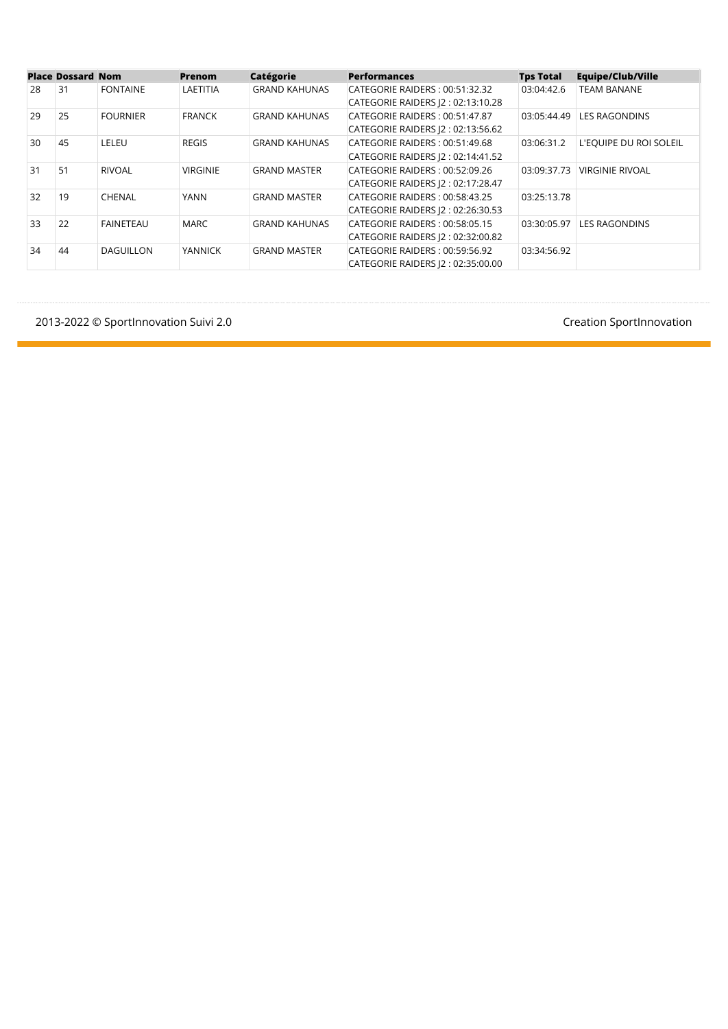| Place | Dossard | Nom | Prenom | Catégorie | Performances | Tps Total | Equipe/Club/Ville |
|---|---|---|---|---|---|---|---|
| 28 | 31 | FONTAINE | LAETITIA | GRAND KAHUNAS | CATEGORIE RAIDERS : 00:51:32.32 CATEGORIE RAIDERS J2 : 02:13:10.28 | 03:04:42.6 | TEAM BANANE |
| 29 | 25 | FOURNIER | FRANCK | GRAND KAHUNAS | CATEGORIE RAIDERS : 00:51:47.87 CATEGORIE RAIDERS J2 : 02:13:56.62 | 03:05:44.49 | LES RAGONDINS |
| 30 | 45 | LELEU | REGIS | GRAND KAHUNAS | CATEGORIE RAIDERS : 00:51:49.68 CATEGORIE RAIDERS J2 : 02:14:41.52 | 03:06:31.2 | L'EQUIPE DU ROI SOLEIL |
| 31 | 51 | RIVOAL | VIRGINIE | GRAND MASTER | CATEGORIE RAIDERS : 00:52:09.26 CATEGORIE RAIDERS J2 : 02:17:28.47 | 03:09:37.73 | VIRGINIE RIVOAL |
| 32 | 19 | CHENAL | YANN | GRAND MASTER | CATEGORIE RAIDERS : 00:58:43.25 CATEGORIE RAIDERS J2 : 02:26:30.53 | 03:25:13.78 | |
| 33 | 22 | FAINETEAU | MARC | GRAND KAHUNAS | CATEGORIE RAIDERS : 00:58:05.15 CATEGORIE RAIDERS J2 : 02:32:00.82 | 03:30:05.97 | LES RAGONDINS |
| 34 | 44 | DAGUILLON | YANNICK | GRAND MASTER | CATEGORIE RAIDERS : 00:59:56.92 CATEGORIE RAIDERS J2 : 02:35:00.00 | 03:34:56.92 | |

2013-2022 © SportInnovation Suivi 2.0

Creation SportInnovation